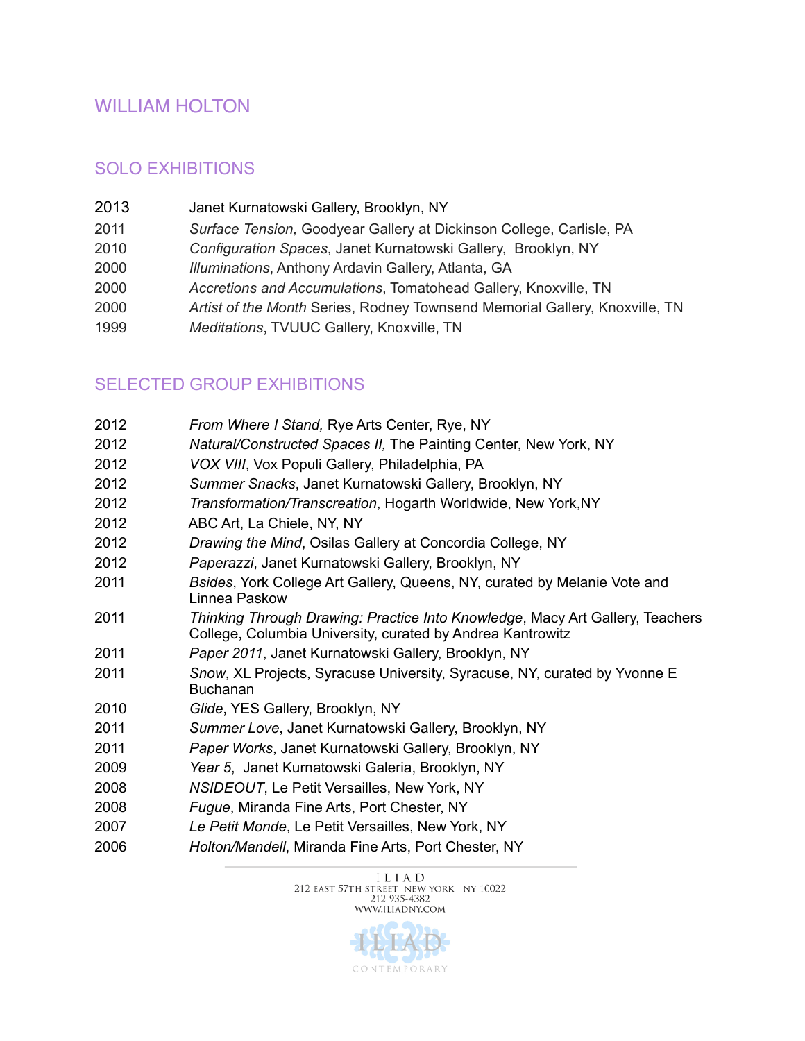# WILLIAM HOLTON

## SOLO EXHIBITIONS

2013 Janet Kurnatowski Gallery, Brooklyn, NY
2011 *Surface Tension,* Goodyear Gallery at Dickinson College, Carlisle, PA
2010 *Configuration Spaces*, Janet Kurnatowski Gallery, Brooklyn, NY
2000 *Illuminations*, Anthony Ardavin Gallery, Atlanta, GA
2000 *Accretions and Accumulations*, Tomatohead Gallery, Knoxville, TN
2000 *Artist of the Month* Series, Rodney Townsend Memorial Gallery, Knoxville, TN
1999 *Meditations*, TVUUC Gallery, Knoxville, TN

## SELECTED GROUP EXHIBITIONS

2012 *From Where I Stand,* Rye Arts Center, Rye, NY
2012 *Natural/Constructed Spaces II,* The Painting Center, New York, NY
2012 *VOX VIII*, Vox Populi Gallery, Philadelphia, PA
2012 *Summer Snacks*, Janet Kurnatowski Gallery, Brooklyn, NY
2012 *Transformation/Transcreation*, Hogarth Worldwide, New York,NY
2012 ABC Art, La Chiele, NY, NY
2012 *Drawing the Mind*, Osilas Gallery at Concordia College, NY
2012 *Paperazzi*, Janet Kurnatowski Gallery, Brooklyn, NY
2011 *Bsides*, York College Art Gallery, Queens, NY, curated by Melanie Vote and Linnea Paskow
2011 *Thinking Through Drawing: Practice Into Knowledge*, Macy Art Gallery, Teachers College, Columbia University, curated by Andrea Kantrowitz
2011 *Paper 2011*, Janet Kurnatowski Gallery, Brooklyn, NY
2011 *Snow*, XL Projects, Syracuse University, Syracuse, NY, curated by Yvonne E Buchanan
2010 *Glide*, YES Gallery, Brooklyn, NY
2011 *Summer Love*, Janet Kurnatowski Gallery, Brooklyn, NY
2011 *Paper Works*, Janet Kurnatowski Gallery, Brooklyn, NY
2009 *Year 5*, Janet Kurnatowski Galeria, Brooklyn, NY
2008 *NSIDEOUT*, Le Petit Versailles, New York, NY
2008 *Fugue*, Miranda Fine Arts, Port Chester, NY
2007 *Le Petit Monde*, Le Petit Versailles, New York, NY
2006 *Holton/Mandell*, Miranda Fine Arts, Port Chester, NY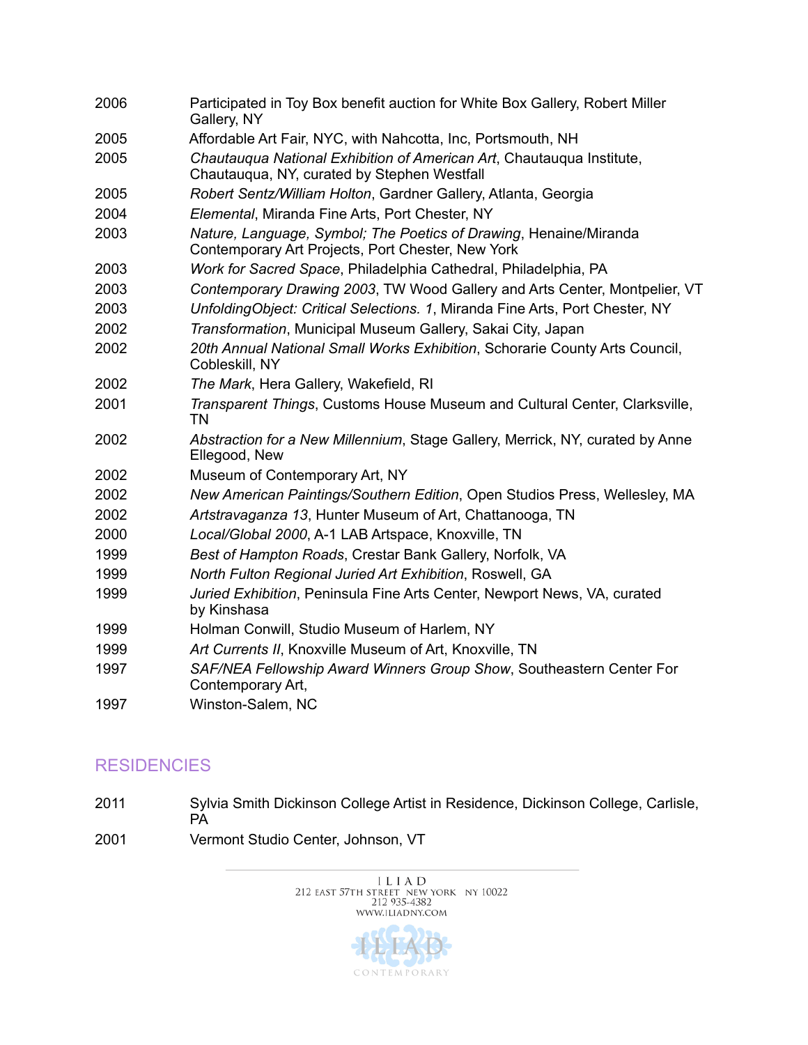2006 Participated in Toy Box benefit auction for White Box Gallery, Robert Miller Gallery, NY

2005 Affordable Art Fair, NYC, with Nahcotta, Inc, Portsmouth, NH

2005 *Chautauqua National Exhibition of American Art*, Chautauqua Institute, Chautauqua, NY, curated by Stephen Westfall

2005 *Robert Sentz/William Holton*, Gardner Gallery, Atlanta, Georgia

2004 *Elemental*, Miranda Fine Arts, Port Chester, NY

2003 *Nature, Language, Symbol; The Poetics of Drawing*, Henaine/Miranda Contemporary Art Projects, Port Chester, New York

2003 *Work for Sacred Space*, Philadelphia Cathedral, Philadelphia, PA

2003 *Contemporary Drawing 2003*, TW Wood Gallery and Arts Center, Montpelier, VT

2003 *UnfoldingObject: Critical Selections. 1*, Miranda Fine Arts, Port Chester, NY

2002 *Transformation*, Municipal Museum Gallery, Sakai City, Japan

2002 *20th Annual National Small Works Exhibition*, Schorarie County Arts Council, Cobleskill, NY

2002 *The Mark*, Hera Gallery, Wakefield, RI

2001 *Transparent Things*, Customs House Museum and Cultural Center, Clarksville, TN

2002 *Abstraction for a New Millennium*, Stage Gallery, Merrick, NY, curated by Anne Ellegood, New

2002 Museum of Contemporary Art, NY

2002 *New American Paintings/Southern Edition*, Open Studios Press, Wellesley, MA

2002 *Artstravaganza 13*, Hunter Museum of Art, Chattanooga, TN

2000 *Local/Global 2000*, A-1 LAB Artspace, Knoxville, TN

1999 *Best of Hampton Roads*, Crestar Bank Gallery, Norfolk, VA

1999 *North Fulton Regional Juried Art Exhibition*, Roswell, GA

1999 *Juried Exhibition*, Peninsula Fine Arts Center, Newport News, VA, curated by Kinshasa

1999 Holman Conwill, Studio Museum of Harlem, NY

1999 *Art Currents II*, Knoxville Museum of Art, Knoxville, TN

1997 *SAF/NEA Fellowship Award Winners Group Show*, Southeastern Center For Contemporary Art,

1997 Winston-Salem, NC

## RESIDENCIES

2011 Sylvia Smith Dickinson College Artist in Residence, Dickinson College, Carlisle, PA

2001 Vermont Studio Center, Johnson, VT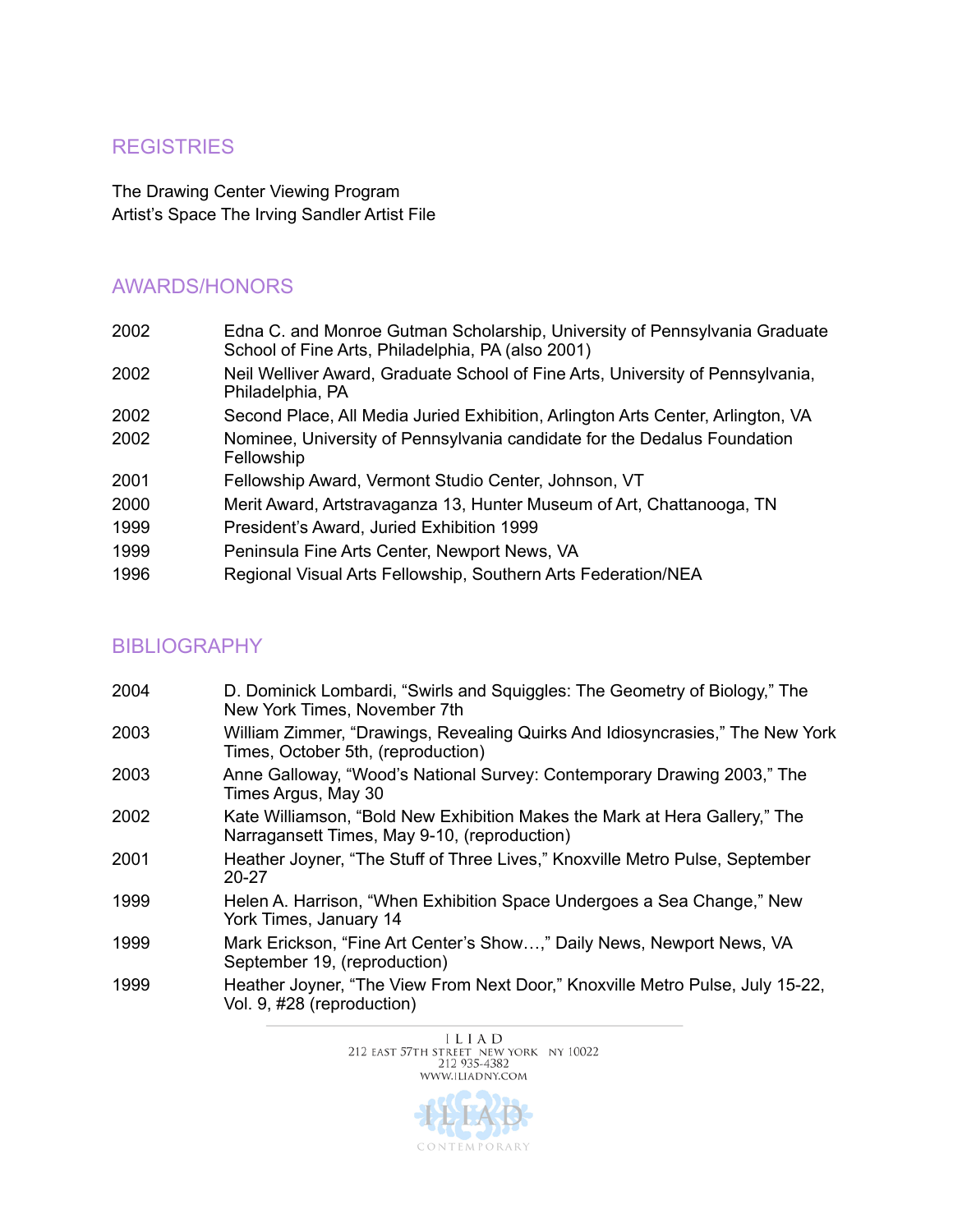## REGISTRIES

The Drawing Center Viewing Program
Artist's Space The Irving Sandler Artist File

## AWARDS/HONORS

| | |
|---|---|
| 2002 | Edna C. and Monroe Gutman Scholarship, University of Pennsylvania Graduate School of Fine Arts, Philadelphia, PA (also 2001) |
| 2002 | Neil Welliver Award, Graduate School of Fine Arts, University of Pennsylvania, Philadelphia, PA |
| 2002 | Second Place, All Media Juried Exhibition, Arlington Arts Center, Arlington, VA |
| 2002 | Nominee, University of Pennsylvania candidate for the Dedalus Foundation Fellowship |
| 2001 | Fellowship Award, Vermont Studio Center, Johnson, VT |
| 2000 | Merit Award, Artstravaganza 13, Hunter Museum of Art, Chattanooga, TN |
| 1999 | President's Award, Juried Exhibition 1999 |
| 1999 | Peninsula Fine Arts Center, Newport News, VA |
| 1996 | Regional Visual Arts Fellowship, Southern Arts Federation/NEA |

## BIBLIOGRAPHY

| | |
|---|---|
| 2004 | D. Dominick Lombardi, "Swirls and Squiggles: The Geometry of Biology," The New York Times, November 7th |
| 2003 | William Zimmer, "Drawings, Revealing Quirks And Idiosyncrasies," The New York Times, October 5th, (reproduction) |
| 2003 | Anne Galloway, "Wood's National Survey: Contemporary Drawing 2003," The Times Argus, May 30 |
| 2002 | Kate Williamson, "Bold New Exhibition Makes the Mark at Hera Gallery," The Narragansett Times, May 9-10, (reproduction) |
| 2001 | Heather Joyner, "The Stuff of Three Lives," Knoxville Metro Pulse, September 20-27 |
| 1999 | Helen A. Harrison, "When Exhibition Space Undergoes a Sea Change," New York Times, January 14 |
| 1999 | Mark Erickson, "Fine Art Center's Show…," Daily News, Newport News, VA September 19, (reproduction) |
| 1999 | Heather Joyner, "The View From Next Door," Knoxville Metro Pulse, July 15-22, Vol. 9, #28 (reproduction) |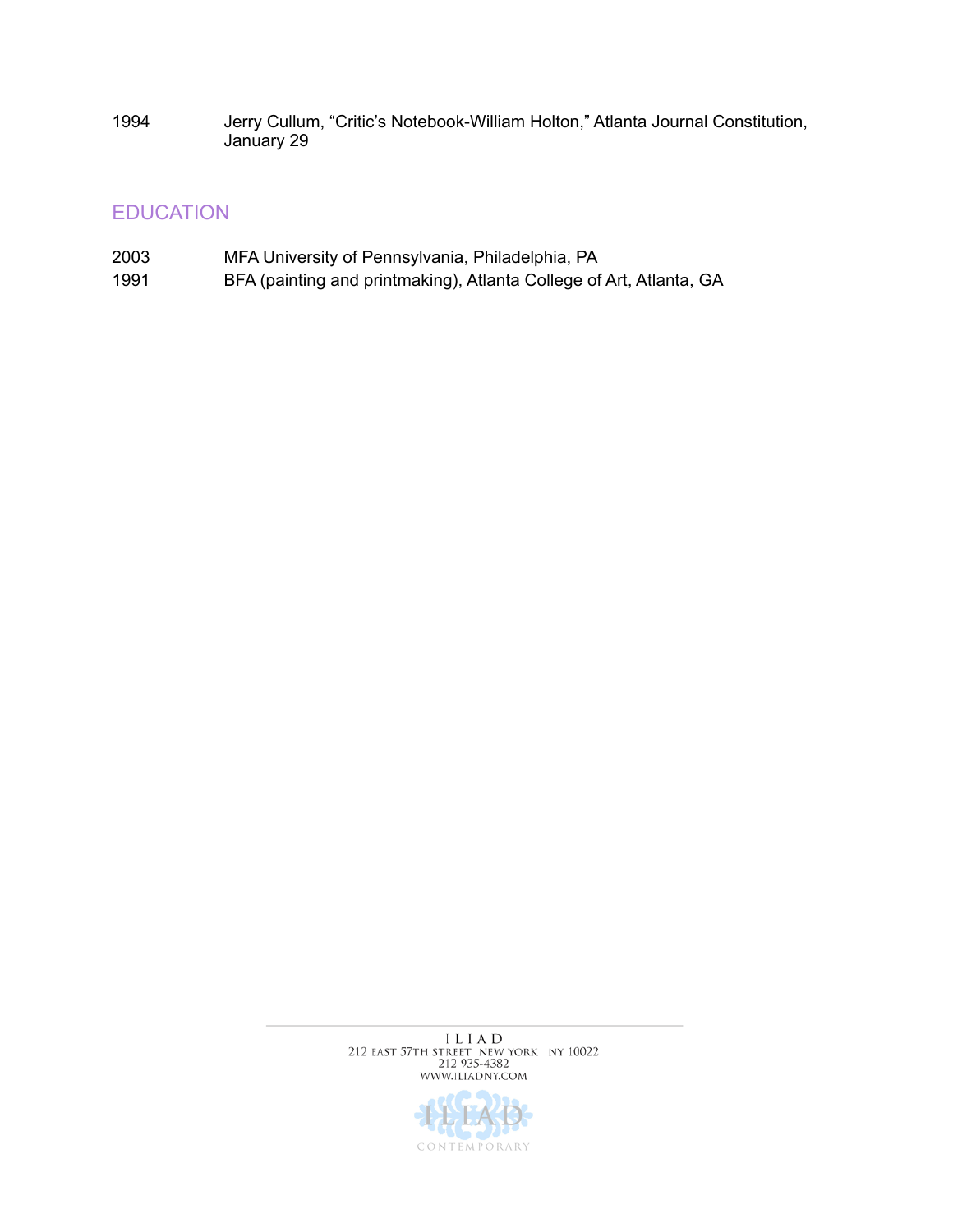1994 Jerry Cullum, “Critic’s Notebook-William Holton,” Atlanta Journal Constitution, January 29

## EDUCATION

2003 MFA University of Pennsylvania, Philadelphia, PA

1991 BFA (painting and printmaking), Atlanta College of Art, Atlanta, GA